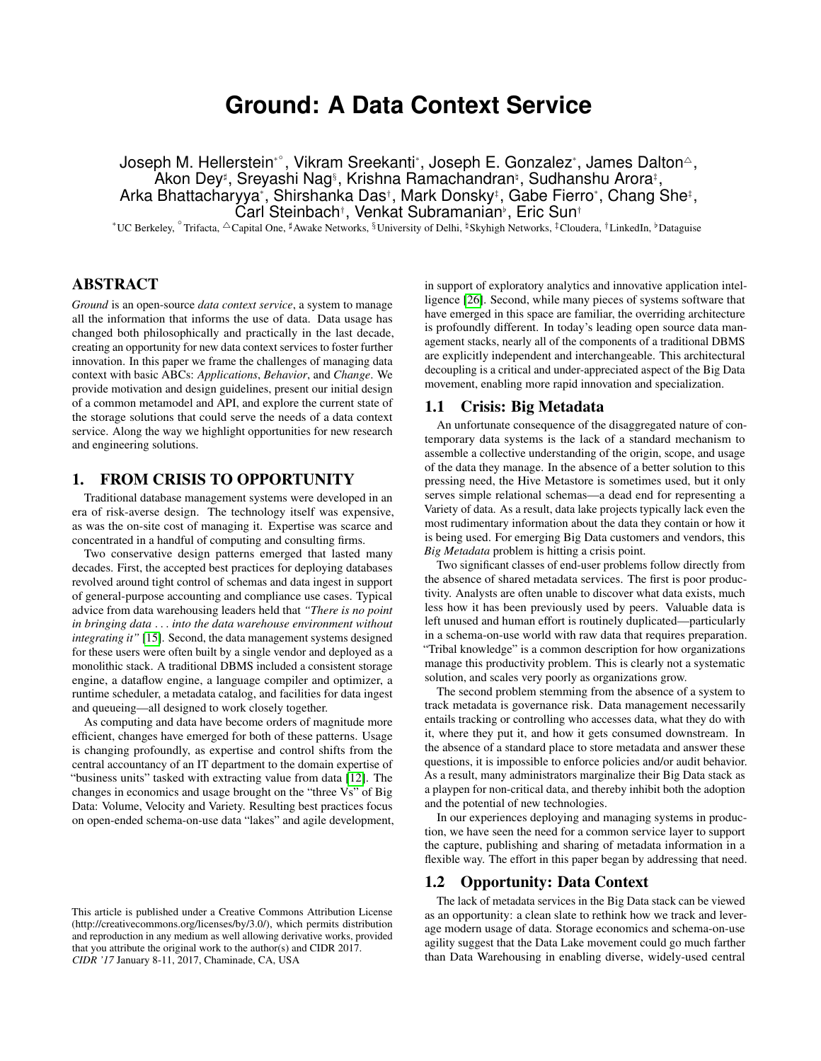# Ground: A Data Context Service

Joseph M. Hellerstein[*°], Vikram Sreekanti[*], Joseph E. Gonzalez[*], James Dalton[△], Akon Dey[♯], Sreyashi Nag[§], Krishna Ramachandran[♮], Sudhanshu Arora[‡], Arka Bhattacharyya[*], Shirshanka Das[†], Mark Donsky[‡], Gabe Fierro[*], Chang She[‡], Carl Steinbach[†], Venkat Subramanian[♭], Eric Sun[†]

[*]UC Berkeley, [°]Trifacta, [△]Capital One, [♯]Awake Networks, [§]University of Delhi, [♮]Skyhigh Networks, [‡]Cloudera, [†]LinkedIn, [♭]Dataguise

## ABSTRACT

*Ground* is an open-source *data context service*, a system to manage all the information that informs the use of data. Data usage has changed both philosophically and practically in the last decade, creating an opportunity for new data context services to foster further innovation. In this paper we frame the challenges of managing data context with basic ABCs: *Applications*, *Behavior*, and *Change*. We provide motivation and design guidelines, present our initial design of a common metamodel and API, and explore the current state of the storage solutions that could serve the needs of a data context service. Along the way we highlight opportunities for new research and engineering solutions.

## 1. FROM CRISIS TO OPPORTUNITY

Traditional database management systems were developed in an era of risk-averse design. The technology itself was expensive, as was the on-site cost of managing it. Expertise was scarce and concentrated in a handful of computing and consulting firms.

Two conservative design patterns emerged that lasted many decades. First, the accepted best practices for deploying databases revolved around tight control of schemas and data ingest in support of general-purpose accounting and compliance use cases. Typical advice from data warehousing leaders held that *"There is no point in bringing data . . . into the data warehouse environment without integrating it"* [15]. Second, the data management systems designed for these users were often built by a single vendor and deployed as a monolithic stack. A traditional DBMS included a consistent storage engine, a dataflow engine, a language compiler and optimizer, a runtime scheduler, a metadata catalog, and facilities for data ingest and queueing—all designed to work closely together.

As computing and data have become orders of magnitude more efficient, changes have emerged for both of these patterns. Usage is changing profoundly, as expertise and control shifts from the central accountancy of an IT department to the domain expertise of "business units" tasked with extracting value from data [12]. The changes in economics and usage brought on the "three Vs" of Big Data: Volume, Velocity and Variety. Resulting best practices focus on open-ended schema-on-use data "lakes" and agile development, in support of exploratory analytics and innovative application intelligence [26]. Second, while many pieces of systems software that have emerged in this space are familiar, the overriding architecture is profoundly different. In today's leading open source data management stacks, nearly all of the components of a traditional DBMS are explicitly independent and interchangeable. This architectural decoupling is a critical and under-appreciated aspect of the Big Data movement, enabling more rapid innovation and specialization.

### 1.1 Crisis: Big Metadata

An unfortunate consequence of the disaggregated nature of contemporary data systems is the lack of a standard mechanism to assemble a collective understanding of the origin, scope, and usage of the data they manage. In the absence of a better solution to this pressing need, the Hive Metastore is sometimes used, but it only serves simple relational schemas—a dead end for representing a Variety of data. As a result, data lake projects typically lack even the most rudimentary information about the data they contain or how it is being used. For emerging Big Data customers and vendors, this *Big Metadata* problem is hitting a crisis point.

Two significant classes of end-user problems follow directly from the absence of shared metadata services. The first is poor productivity. Analysts are often unable to discover what data exists, much less how it has been previously used by peers. Valuable data is left unused and human effort is routinely duplicated—particularly in a schema-on-use world with raw data that requires preparation. "Tribal knowledge" is a common description for how organizations manage this productivity problem. This is clearly not a systematic solution, and scales very poorly as organizations grow.

The second problem stemming from the absence of a system to track metadata is governance risk. Data management necessarily entails tracking or controlling who accesses data, what they do with it, where they put it, and how it gets consumed downstream. In the absence of a standard place to store metadata and answer these questions, it is impossible to enforce policies and/or audit behavior. As a result, many administrators marginalize their Big Data stack as a playpen for non-critical data, and thereby inhibit both the adoption and the potential of new technologies.

In our experiences deploying and managing systems in production, we have seen the need for a common service layer to support the capture, publishing and sharing of metadata information in a flexible way. The effort in this paper began by addressing that need.

### 1.2 Opportunity: Data Context

The lack of metadata services in the Big Data stack can be viewed as an opportunity: a clean slate to rethink how we track and leverage modern usage of data. Storage economics and schema-on-use agility suggest that the Data Lake movement could go much farther than Data Warehousing in enabling diverse, widely-used central

This article is published under a Creative Commons Attribution License (http://creativecommons.org/licenses/by/3.0/), which permits distribution and reproduction in any medium as well allowing derivative works, provided that you attribute the original work to the author(s) and CIDR 2017.
*CIDR '17* January 8-11, 2017, Chaminade, CA, USA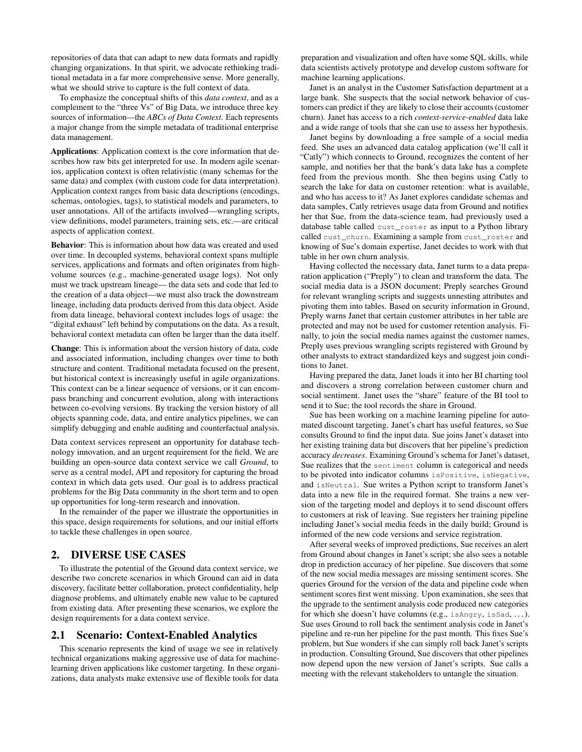repositories of data that can adapt to new data formats and rapidly changing organizations. In that spirit, we advocate rethinking traditional metadata in a far more comprehensive sense. More generally, what we should strive to capture is the full context of data.

To emphasize the conceptual shifts of *data context*, and as a complement to the "three Vs" of Big Data, we introduce three key sources of information—the *ABCs of Data Context*. Each represents a major change from the simple metadata of traditional enterprise data management.

**Applications**: Application context is the core information that describes how raw bits get interpreted for use. In modern agile scenarios, application context is often relativistic (many schemas for the same data) and complex (with custom code for data interpretation). Application context ranges from basic data descriptions (encodings, schemas, ontologies, tags), to statistical models and parameters, to user annotations. All of the artifacts involved—wrangling scripts, view definitions, model parameters, training sets, etc.—are critical aspects of application context.

**Behavior**: This is information about how data was created and used over time. In decoupled systems, behavioral context spans multiple services, applications and formats and often originates from high-volume sources (e.g., machine-generated usage logs). Not only must we track upstream lineage— the data sets and code that led to the creation of a data object—we must also track the downstream lineage, including data products derived from this data object. Aside from data lineage, behavioral context includes logs of usage: the "digital exhaust" left behind by computations on the data. As a result, behavioral context metadata can often be larger than the data itself.

**Change**: This is information about the version history of data, code and associated information, including changes over time to both structure and content. Traditional metadata focused on the present, but historical context is increasingly useful in agile organizations. This context can be a linear sequence of versions, or it can encompass branching and concurrent evolution, along with interactions between co-evolving versions. By tracking the version history of all objects spanning code, data, and entire analytics pipelines, we can simplify debugging and enable auditing and counterfactual analysis.

Data context services represent an opportunity for database technology innovation, and an urgent requirement for the field. We are building an open-source data context service we call *Ground*, to serve as a central model, API and repository for capturing the broad context in which data gets used. Our goal is to address practical problems for the Big Data community in the short term and to open up opportunities for long-term research and innovation.

In the remainder of the paper we illustrate the opportunities in this space, design requirements for solutions, and our initial efforts to tackle these challenges in open source.

## 2. DIVERSE USE CASES

To illustrate the potential of the Ground data context service, we describe two concrete scenarios in which Ground can aid in data discovery, facilitate better collaboration, protect confidentiality, help diagnose problems, and ultimately enable new value to be captured from existing data. After presenting these scenarios, we explore the design requirements for a data context service.

### 2.1 Scenario: Context-Enabled Analytics

This scenario represents the kind of usage we see in relatively technical organizations making aggressive use of data for machine-learning driven applications like customer targeting. In these organizations, data analysts make extensive use of flexible tools for data preparation and visualization and often have some SQL skills, while data scientists actively prototype and develop custom software for machine learning applications.

Janet is an analyst in the Customer Satisfaction department at a large bank. She suspects that the social network behavior of customers can predict if they are likely to close their accounts (customer churn). Janet has access to a rich *context-service-enabled* data lake and a wide range of tools that she can use to assess her hypothesis.

Janet begins by downloading a free sample of a social media feed. She uses an advanced data catalog application (we'll call it "Catly") which connects to Ground, recognizes the content of her sample, and notifies her that the bank's data lake has a complete feed from the previous month. She then begins using Catly to search the lake for data on customer retention: what is available, and who has access to it? As Janet explores candidate schemas and data samples, Catly retrieves usage data from Ground and notifies her that Sue, from the data-science team, had previously used a database table called `cust_roster` as input to a Python library called `cust_churn`. Examining a sample from `cust_roster` and knowing of Sue's domain expertise, Janet decides to work with that table in her own churn analysis.

Having collected the necessary data, Janet turns to a data preparation application ("Preply") to clean and transform the data. The social media data is a JSON document; Preply searches Ground for relevant wrangling scripts and suggests unnesting attributes and pivoting them into tables. Based on security information in Ground, Preply warns Janet that certain customer attributes in her table are protected and may not be used for customer retention analysis. Finally, to join the social media names against the customer names, Preply uses previous wrangling scripts registered with Ground by other analysts to extract standardized keys and suggest join conditions to Janet.

Having prepared the data, Janet loads it into her BI charting tool and discovers a strong correlation between customer churn and social sentiment. Janet uses the "share" feature of the BI tool to send it to Sue; the tool records the share in Ground.

Sue has been working on a machine learning pipeline for automated discount targeting. Janet's chart has useful features, so Sue consults Ground to find the input data. Sue joins Janet's dataset into her existing training data but discovers that her pipeline's prediction accuracy *decreases*. Examining Ground's schema for Janet's dataset, Sue realizes that the `sentiment` column is categorical and needs to be pivoted into indicator columns `isPositive`, `isNegative`, and `isNeutral`. Sue writes a Python script to transform Janet's data into a new file in the required format. She trains a new version of the targeting model and deploys it to send discount offers to customers at risk of leaving. Sue registers her training pipeline including Janet's social media feeds in the daily build; Ground is informed of the new code versions and service registration.

After several weeks of improved predictions, Sue receives an alert from Ground about changes in Janet's script; she also sees a notable drop in prediction accuracy of her pipeline. Sue discovers that some of the new social media messages are missing sentiment scores. She queries Ground for the version of the data and pipeline code when sentiment scores first went missing. Upon examination, she sees that the upgrade to the sentiment analysis code produced new categories for which she doesn't have columns (e.g., `isAngry`, `isSad`, ...). Sue uses Ground to roll back the sentiment analysis code in Janet's pipeline and re-run her pipeline for the past month. This fixes Sue's problem, but Sue wonders if she can simply roll back Janet's scripts in production. Consulting Ground, Sue discovers that other pipelines now depend upon the new version of Janet's scripts. Sue calls a meeting with the relevant stakeholders to untangle the situation.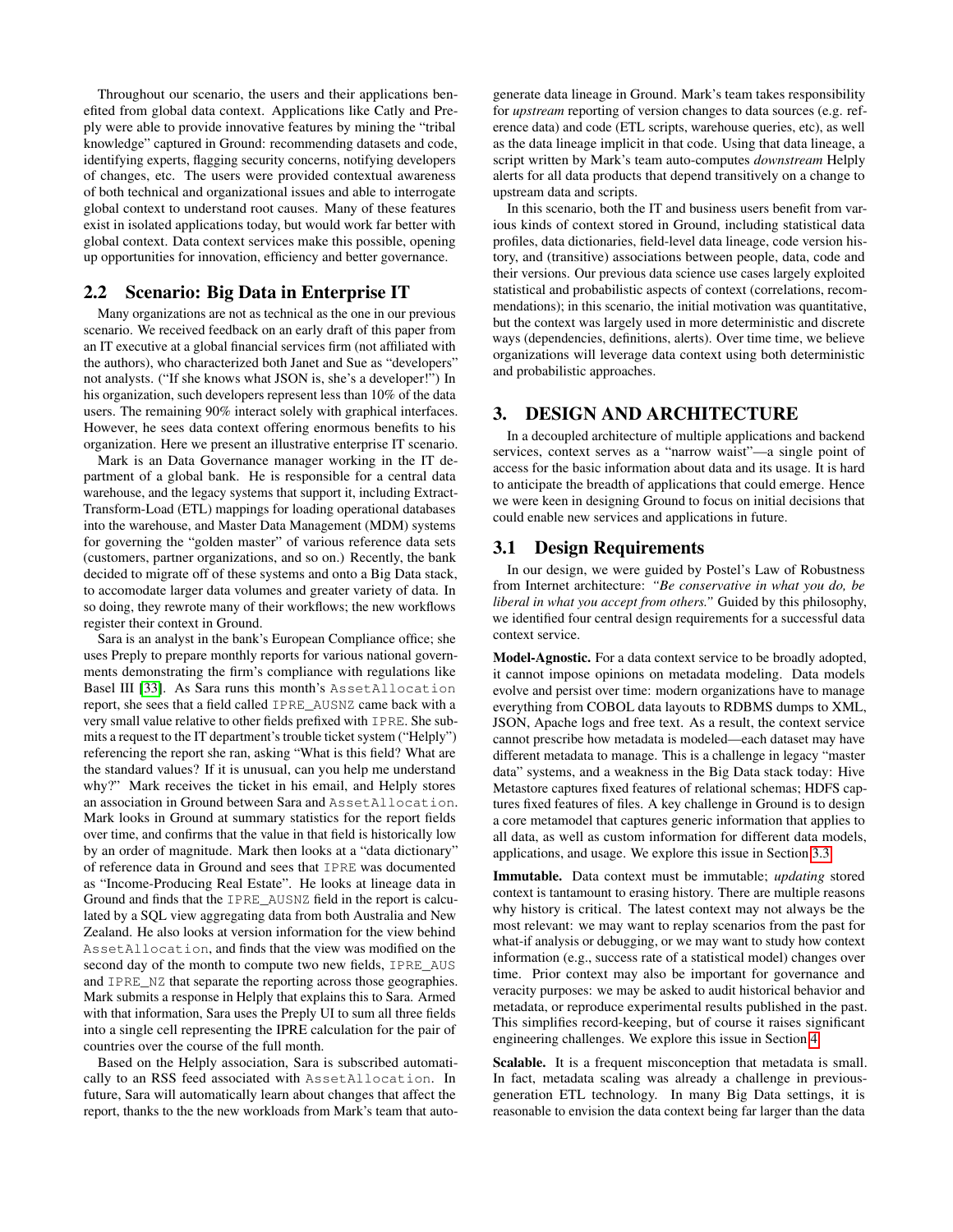Throughout our scenario, the users and their applications benefited from global data context. Applications like Catly and Preply were able to provide innovative features by mining the "tribal knowledge" captured in Ground: recommending datasets and code, identifying experts, flagging security concerns, notifying developers of changes, etc. The users were provided contextual awareness of both technical and organizational issues and able to interrogate global context to understand root causes. Many of these features exist in isolated applications today, but would work far better with global context. Data context services make this possible, opening up opportunities for innovation, efficiency and better governance.

## 2.2 Scenario: Big Data in Enterprise IT

Many organizations are not as technical as the one in our previous scenario. We received feedback on an early draft of this paper from an IT executive at a global financial services firm (not affiliated with the authors), who characterized both Janet and Sue as "developers" not analysts. ("If she knows what JSON is, she's a developer!") In his organization, such developers represent less than 10% of the data users. The remaining 90% interact solely with graphical interfaces. However, he sees data context offering enormous benefits to his organization. Here we present an illustrative enterprise IT scenario.

Mark is an Data Governance manager working in the IT department of a global bank. He is responsible for a central data warehouse, and the legacy systems that support it, including Extract-Transform-Load (ETL) mappings for loading operational databases into the warehouse, and Master Data Management (MDM) systems for governing the "golden master" of various reference data sets (customers, partner organizations, and so on.) Recently, the bank decided to migrate off of these systems and onto a Big Data stack, to accomodate larger data volumes and greater variety of data. In so doing, they rewrote many of their workflows; the new workflows register their context in Ground.

Sara is an analyst in the bank's European Compliance office; she uses Preply to prepare monthly reports for various national governments demonstrating the firm's compliance with regulations like Basel III [33]. As Sara runs this month's `AssetAllocation` report, she sees that a field called `IPRE_AUSNZ` came back with a very small value relative to other fields prefixed with `IPRE`. She submits a request to the IT department's trouble ticket system ("Helply") referencing the report she ran, asking "What is this field? What are the standard values? If it is unusual, can you help me understand why?" Mark receives the ticket in his email, and Helply stores an association in Ground between Sara and `AssetAllocation`. Mark looks in Ground at summary statistics for the report fields over time, and confirms that the value in that field is historically low by an order of magnitude. Mark then looks at a "data dictionary" of reference data in Ground and sees that `IPRE` was documented as "Income-Producing Real Estate". He looks at lineage data in Ground and finds that the `IPRE_AUSNZ` field in the report is calculated by a SQL view aggregating data from both Australia and New Zealand. He also looks at version information for the view behind `AssetAllocation`, and finds that the view was modified on the second day of the month to compute two new fields, `IPRE_AUS` and `IPRE_NZ` that separate the reporting across those geographies. Mark submits a response in Helply that explains this to Sara. Armed with that information, Sara uses the Preply UI to sum all three fields into a single cell representing the IPRE calculation for the pair of countries over the course of the full month.

Based on the Helply association, Sara is subscribed automatically to an RSS feed associated with `AssetAllocation`. In future, Sara will automatically learn about changes that affect the report, thanks to the the new workloads from Mark's team that auto-generate data lineage in Ground. Mark's team takes responsibility for *upstream* reporting of version changes to data sources (e.g. reference data) and code (ETL scripts, warehouse queries, etc), as well as the data lineage implicit in that code. Using that data lineage, a script written by Mark's team auto-computes *downstream* Helply alerts for all data products that depend transitively on a change to upstream data and scripts.

In this scenario, both the IT and business users benefit from various kinds of context stored in Ground, including statistical data profiles, data dictionaries, field-level data lineage, code version history, and (transitive) associations between people, data, code and their versions. Our previous data science use cases largely exploited statistical and probabilistic aspects of context (correlations, recommendations); in this scenario, the initial motivation was quantitative, but the context was largely used in more deterministic and discrete ways (dependencies, definitions, alerts). Over time time, we believe organizations will leverage data context using both deterministic and probabilistic approaches.

# 3. DESIGN AND ARCHITECTURE

In a decoupled architecture of multiple applications and backend services, context serves as a "narrow waist"—a single point of access for the basic information about data and its usage. It is hard to anticipate the breadth of applications that could emerge. Hence we were keen in designing Ground to focus on initial decisions that could enable new services and applications in future.

## 3.1 Design Requirements

In our design, we were guided by Postel's Law of Robustness from Internet architecture: *"Be conservative in what you do, be liberal in what you accept from others."* Guided by this philosophy, we identified four central design requirements for a successful data context service.

**Model-Agnostic.** For a data context service to be broadly adopted, it cannot impose opinions on metadata modeling. Data models evolve and persist over time: modern organizations have to manage everything from COBOL data layouts to RDBMS dumps to XML, JSON, Apache logs and free text. As a result, the context service cannot prescribe how metadata is modeled—each dataset may have different metadata to manage. This is a challenge in legacy "master data" systems, and a weakness in the Big Data stack today: Hive Metastore captures fixed features of relational schemas; HDFS captures fixed features of files. A key challenge in Ground is to design a core metamodel that captures generic information that applies to all data, as well as custom information for different data models, applications, and usage. We explore this issue in Section 3.3.

**Immutable.** Data context must be immutable; *updating* stored context is tantamount to erasing history. There are multiple reasons why history is critical. The latest context may not always be the most relevant: we may want to replay scenarios from the past for what-if analysis or debugging, or we may want to study how context information (e.g., success rate of a statistical model) changes over time. Prior context may also be important for governance and veracity purposes: we may be asked to audit historical behavior and metadata, or reproduce experimental results published in the past. This simplifies record-keeping, but of course it raises significant engineering challenges. We explore this issue in Section 4.

**Scalable.** It is a frequent misconception that metadata is small. In fact, metadata scaling was already a challenge in previous-generation ETL technology. In many Big Data settings, it is reasonable to envision the data context being far larger than the data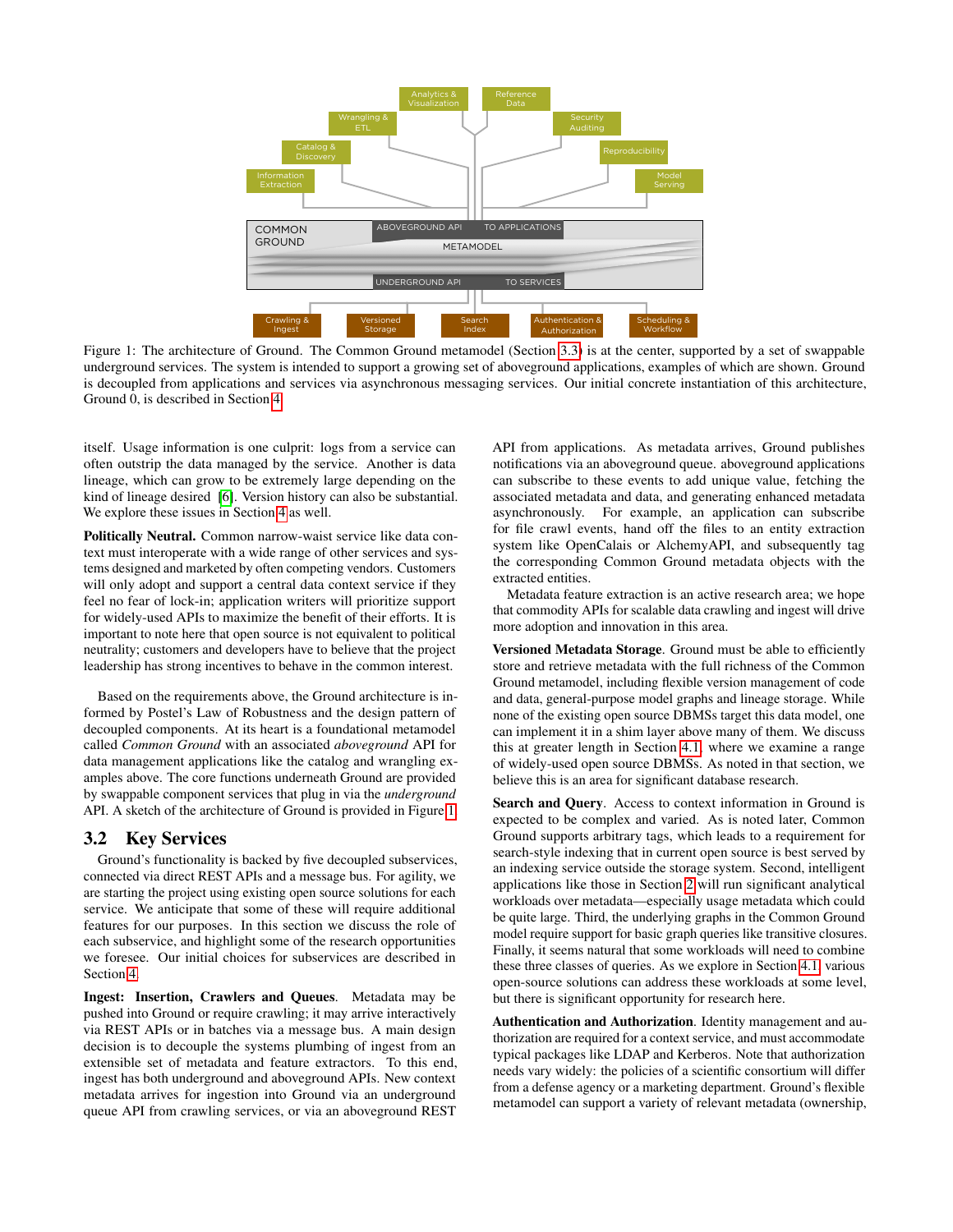Figure 1: The architecture of Ground. The Common Ground metamodel (Section 3.3) is at the center, supported by a set of swappable underground services. The system is intended to support a growing set of aboveground applications, examples of which are shown. Ground is decoupled from applications and services via asynchronous messaging services. Our initial concrete instantiation of this architecture, Ground 0, is described in Section 4.

itself. Usage information is one culprit: logs from a service can often outstrip the data managed by the service. Another is data lineage, which can grow to be extremely large depending on the kind of lineage desired [6]. Version history can also be substantial. We explore these issues in Section 4 as well.

**Politically Neutral.** Common narrow-waist service like data context must interoperate with a wide range of other services and systems designed and marketed by often competing vendors. Customers will only adopt and support a central data context service if they feel no fear of lock-in; application writers will prioritize support for widely-used APIs to maximize the benefit of their efforts. It is important to note here that open source is not equivalent to political neutrality; customers and developers have to believe that the project leadership has strong incentives to behave in the common interest.

Based on the requirements above, the Ground architecture is informed by Postel's Law of Robustness and the design pattern of decoupled components. At its heart is a foundational metamodel called *Common Ground* with an associated *aboveground* API for data management applications like the catalog and wrangling examples above. The core functions underneath Ground are provided by swappable component services that plug in via the *underground* API. A sketch of the architecture of Ground is provided in Figure 1.

## 3.2 Key Services

Ground's functionality is backed by five decoupled subservices, connected via direct REST APIs and a message bus. For agility, we are starting the project using existing open source solutions for each service. We anticipate that some of these will require additional features for our purposes. In this section we discuss the role of each subservice, and highlight some of the research opportunities we foresee. Our initial choices for subservices are described in Section 4.

**Ingest: Insertion, Crawlers and Queues**. Metadata may be pushed into Ground or require crawling; it may arrive interactively via REST APIs or in batches via a message bus. A main design decision is to decouple the systems plumbing of ingest from an extensible set of metadata and feature extractors. To this end, ingest has both underground and aboveground APIs. New context metadata arrives for ingestion into Ground via an underground queue API from crawling services, or via an aboveground REST API from applications. As metadata arrives, Ground publishes notifications via an aboveground queue. aboveground applications can subscribe to these events to add unique value, fetching the associated metadata and data, and generating enhanced metadata asynchronously. For example, an application can subscribe for file crawl events, hand off the files to an entity extraction system like OpenCalais or AlchemyAPI, and subsequently tag the corresponding Common Ground metadata objects with the extracted entities.

Metadata feature extraction is an active research area; we hope that commodity APIs for scalable data crawling and ingest will drive more adoption and innovation in this area.

**Versioned Metadata Storage**. Ground must be able to efficiently store and retrieve metadata with the full richness of the Common Ground metamodel, including flexible version management of code and data, general-purpose model graphs and lineage storage. While none of the existing open source DBMSs target this data model, one can implement it in a shim layer above many of them. We discuss this at greater length in Section 4.1, where we examine a range of widely-used open source DBMSs. As noted in that section, we believe this is an area for significant database research.

**Search and Query**. Access to context information in Ground is expected to be complex and varied. As is noted later, Common Ground supports arbitrary tags, which leads to a requirement for search-style indexing that in current open source is best served by an indexing service outside the storage system. Second, intelligent applications like those in Section 2 will run significant analytical workloads over metadata—especially usage metadata which could be quite large. Third, the underlying graphs in the Common Ground model require support for basic graph queries like transitive closures. Finally, it seems natural that some workloads will need to combine these three classes of queries. As we explore in Section 4.1, various open-source solutions can address these workloads at some level, but there is significant opportunity for research here.

**Authentication and Authorization**. Identity management and authorization are required for a context service, and must accommodate typical packages like LDAP and Kerberos. Note that authorization needs vary widely: the policies of a scientific consortium will differ from a defense agency or a marketing department. Ground's flexible metamodel can support a variety of relevant metadata (ownership,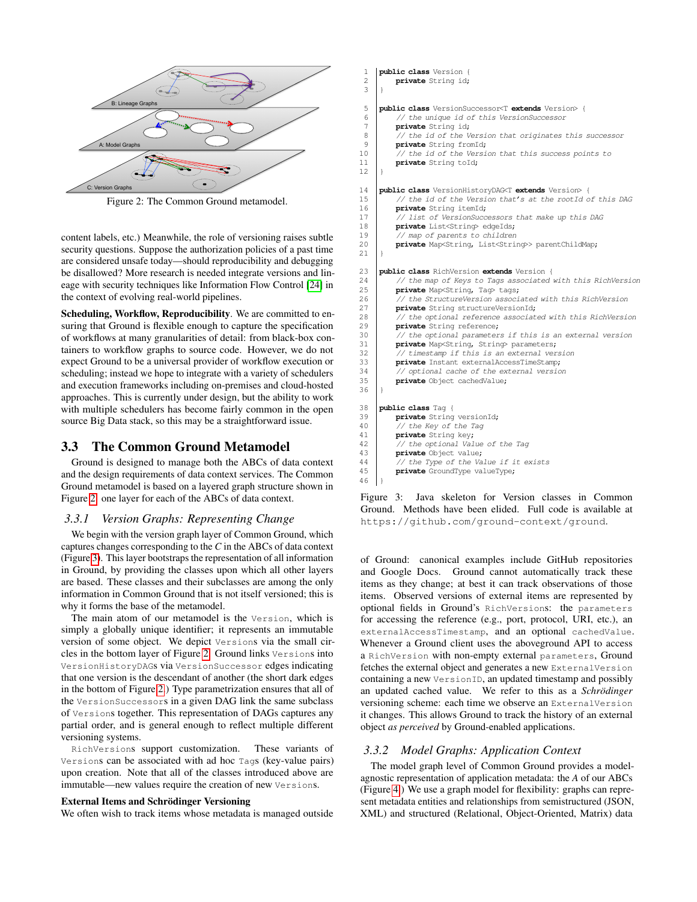Figure 2: The Common Ground metamodel.

content labels, etc.) Meanwhile, the role of versioning raises subtle security questions. Suppose the authorization policies of a past time are considered unsafe today—should reproducibility and debugging be disallowed? More research is needed integrate versions and lineage with security techniques like Information Flow Control [24] in the context of evolving real-world pipelines.

**Scheduling, Workflow, Reproducibility**. We are committed to ensuring that Ground is flexible enough to capture the specification of workflows at many granularities of detail: from black-box containers to workflow graphs to source code. However, we do not expect Ground to be a universal provider of workflow execution or scheduling; instead we hope to integrate with a variety of schedulers and execution frameworks including on-premises and cloud-hosted approaches. This is currently under design, but the ability to work with multiple schedulers has become fairly common in the open source Big Data stack, so this may be a straightforward issue.

## 3.3 The Common Ground Metamodel

Ground is designed to manage both the ABCs of data context and the design requirements of data context services. The Common Ground metamodel is based on a layered graph structure shown in Figure 2: one layer for each of the ABCs of data context.

### 3.3.1 *Version Graphs: Representing Change*

We begin with the version graph layer of Common Ground, which captures changes corresponding to the *C* in the ABCs of data context (Figure 3). This layer bootstraps the representation of all information in Ground, by providing the classes upon which all other layers are based. These classes and their subclasses are among the only information in Common Ground that is not itself versioned; this is why it forms the base of the metamodel.

The main atom of our metamodel is the `Version`, which is simply a globally unique identifier; it represents an immutable version of some object. We depict `Version`s via the small circles in the bottom layer of Figure 2. Ground links `Version`s into `VersionHistoryDAG`s via `VersionSuccessor` edges indicating that one version is the descendant of another (the short dark edges in the bottom of Figure 2.) Type parametrization ensures that all of the `VersionSuccessors`s in a given DAG link the same subclass of `Version`s together. This representation of DAGs captures any partial order, and is general enough to reflect multiple different versioning systems.

`RichVersion`s support customization. These variants of `Version`s can be associated with ad hoc `Tag`s (key-value pairs) upon creation. Note that all of the classes introduced above are immutable—new values require the creation of new `Version`s.

**External Items and Schrödinger Versioning**
We often wish to track items whose metadata is managed outside

```
 1  public class Version {
 2      private String id;
 3  }

 5  public class VersionSuccessor<T extends Version> {
 6      // the unique id of this VersionSuccessor
 7      private String id;
 8      // the id of the Version that originates this successor
 9      private String fromId;
10      // the id of the Version that this success points to
11      private String toId;
12  }

14  public class VersionHistoryDAG<T extends Version> {
15      // the id of the Version that's at the rootId of this DAG
16      private String itemId;
17      // list of VersionSuccessors that make up this DAG
18      private List<String> edgeIds;
19      // map of parents to children
20      private Map<String, List<String>> parentChildMap;
21  }

23  public class RichVersion extends Version {
24      // the map of Keys to Tags associated with this RichVersion
25      private Map<String, Tag> tags;
26      // the StructureVersion associated with this RichVersion
27      private String structureVersionId;
28      // the optional reference associated with this RichVersion
29      private String reference;
30      // the optional parameters if this is an external version
31      private Map<String, String> parameters;
32      // timestamp if this is an external version
33      private Instant externalAccessTimeStamp;
34      // optional cache of the external version
35      private Object cachedValue;
36  }

38  public class Tag {
39      private String versionId;
40      // the Key of the Tag
41      private String key;
42      // the optional Value of the Tag
43      private Object value;
44      // the Type of the Value if it exists
45      private GroundType valueType;
46  }
```

Figure 3: Java skeleton for Version classes in Common Ground. Methods have been elided. Full code is available at `https://github.com/ground-context/ground`.

of Ground: canonical examples include GitHub repositories and Google Docs. Ground cannot automatically track these items as they change; at best it can track observations of those items. Observed versions of external items are represented by optional fields in Ground's `RichVersion`s: the `parameters` for accessing the reference (e.g., port, protocol, URI, etc.), an `externalAccessTimestamp`, and an optional `cachedValue`. Whenever a Ground client uses the aboveground API to access a `RichVersion` with non-empty external `parameters`, Ground fetches the external object and generates a new `ExternalVersion` containing a new `VersionID`, an updated timestamp and possibly an updated cached value. We refer to this as a *Schrödinger* versioning scheme: each time we observe an `ExternalVersion` it changes. This allows Ground to track the history of an external object *as perceived* by Ground-enabled applications.

### 3.3.2 *Model Graphs: Application Context*

The model graph level of Common Ground provides a model-agnostic representation of application metadata: the *A* of our ABCs (Figure 4.) We use a graph model for flexibility: graphs can represent metadata entities and relationships from semistructured (JSON, XML) and structured (Relational, Object-Oriented, Matrix) data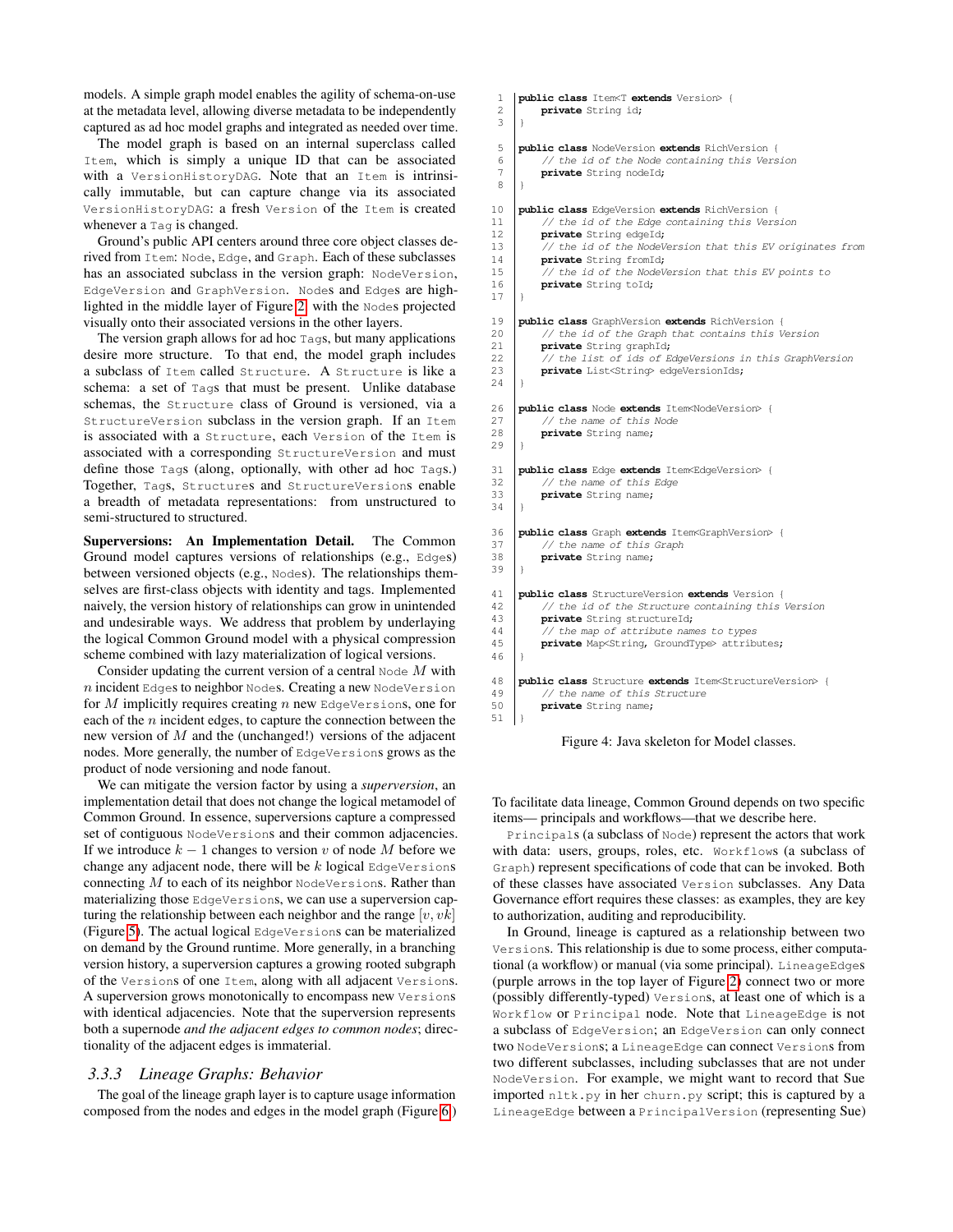models. A simple graph model enables the agility of schema-on-use at the metadata level, allowing diverse metadata to be independently captured as ad hoc model graphs and integrated as needed over time.

The model graph is based on an internal superclass called `Item`, which is simply a unique ID that can be associated with a `VersionHistoryDAG`. Note that an `Item` is intrinsically immutable, but can capture change via its associated `VersionHistoryDAG`: a fresh `Version` of the `Item` is created whenever a `Tag` is changed.

Ground's public API centers around three core object classes derived from `Item`: `Node`, `Edge`, and `Graph`. Each of these subclasses has an associated subclass in the version graph: `NodeVersion`, `EdgeVersion` and `GraphVersion`. `Node`s and `Edge`s are highlighted in the middle layer of Figure 2, with the `Node`s projected visually onto their associated versions in the other layers.

The version graph allows for ad hoc `Tag`s, but many applications desire more structure. To that end, the model graph includes a subclass of `Item` called `Structure`. A `Structure` is like a schema: a set of `Tag`s that must be present. Unlike database schemas, the `Structure` class of Ground is versioned, via a `StructureVersion` subclass in the version graph. If an `Item` is associated with a `Structure`, each `Version` of the `Item` is associated with a corresponding `StructureVersion` and must define those `Tag`s (along, optionally, with other ad hoc `Tag`s.) Together, `Tag`s, `Structure`s and `StructureVersion`s enable a breadth of metadata representations: from unstructured to semi-structured to structured.

**Superversions: An Implementation Detail.** The Common Ground model captures versions of relationships (e.g., `Edge`s) between versioned objects (e.g., `Node`s). The relationships themselves are first-class objects with identity and tags. Implemented naively, the version history of relationships can grow in unintended and undesirable ways. We address that problem by underlaying the logical Common Ground model with a physical compression scheme combined with lazy materialization of logical versions.

Consider updating the current version of a central `Node` $M$ with $n$ incident `Edge`s to neighbor `Node`s. Creating a new `NodeVersion` for $M$ implicitly requires creating $n$ new `EdgeVersion`s, one for each of the $n$ incident edges, to capture the connection between the new version of $M$ and the (unchanged!) versions of the adjacent nodes. More generally, the number of `EdgeVersion`s grows as the product of node versioning and node fanout.

We can mitigate the version factor by using a *supervision*, an implementation detail that does not change the logical metamodel of Common Ground. In essence, superversions capture a compressed set of contiguous `NodeVersion`s and their common adjacencies. If we introduce $k-1$ changes to version $v$ of node $M$ before we change any adjacent node, there will be $k$ logical `EdgeVersion`s connecting $M$ to each of its neighbor `NodeVersion`s. Rather than materializing those `EdgeVersion`s, we can use a superversion capturing the relationship between each neighbor and the range $[v, vk]$ (Figure 5). The actual logical `EdgeVersion`s can be materialized on demand by the Ground runtime. More generally, in a branching version history, a superversion captures a growing rooted subgraph of the `Version`s of one `Item`, along with all adjacent `Version`s. A superversion grows monotonically to encompass new `Version`s with identical adjacencies. Note that the superversion represents both a supernode *and the adjacent edges to common nodes*; directionality of the adjacent edges is immaterial.

### 3.3.3 Lineage Graphs: Behavior

The goal of the lineage graph layer is to capture usage information composed from the nodes and edges in the model graph (Figure 6)

```java
public class Item<T extends Version> {
    private String id;
}

public class NodeVersion extends RichVersion {
    // the id of the Node containing this Version
    private String nodeId;
}

public class EdgeVersion extends RichVersion {
    // the id of the Edge containing this Version
    private String edgeId;
    // the id of the NodeVersion that this EV originates from
    private String fromId;
    // the id of the NodeVersion that this EV points to
    private String toId;
}

public class GraphVersion extends RichVersion {
    // the id of the Graph that contains this Version
    private String graphId;
    // the list of ids of EdgeVersions in this GraphVersion
    private List<String> edgeVersionIds;
}

public class Node extends Item<NodeVersion> {
    // the name of this Node
    private String name;
}

public class Edge extends Item<EdgeVersion> {
    // the name of this Edge
    private String name;
}

public class Graph extends Item<GraphVersion> {
    // the name of this Graph
    private String name;
}

public class StructureVersion extends Version {
    // the id of the Structure containing this Version
    private String structureId;
    // the map of attribute names to types
    private Map<String, GroundType> attributes;
}

public class Structure extends Item<StructureVersion> {
    // the name of this Structure
    private String name;
}
```

Figure 4: Java skeleton for Model classes.

To facilitate data lineage, Common Ground depends on two specific items— principals and workflows—that we describe here. `Principal`s (a subclass of `Node`) represent the actors that work with data: users, groups, roles, etc. `Workflow`s (a subclass of `Graph`) represent specifications of code that can be invoked. Both of these classes have associated `Version` subclasses. Any Data Governance effort requires these classes: as examples, they are key to authorization, auditing and reproducibility.

In Ground, lineage is captured as a relationship between two `Version`s. This relationship is due to some process, either computational (a workflow) or manual (via some principal). `LineageEdge`s (purple arrows in the top layer of Figure 2) connect two or more (possibly differently-typed) `Version`s, at least one of which is a `Workflow` or `Principal` node. Note that `LineageEdge` is not a subclass of `EdgeVersion`; an `EdgeVersion` can only connect two `NodeVersion`s; a `LineageEdge` can connect `Version`s from two different subclasses, including subclasses that are not under `NodeVersion`. For example, we might want to record that Sue imported `nltk.py` in her `churn.py` script; this is captured by a `LineageEdge` between a `PrincipalVersion` (representing Sue)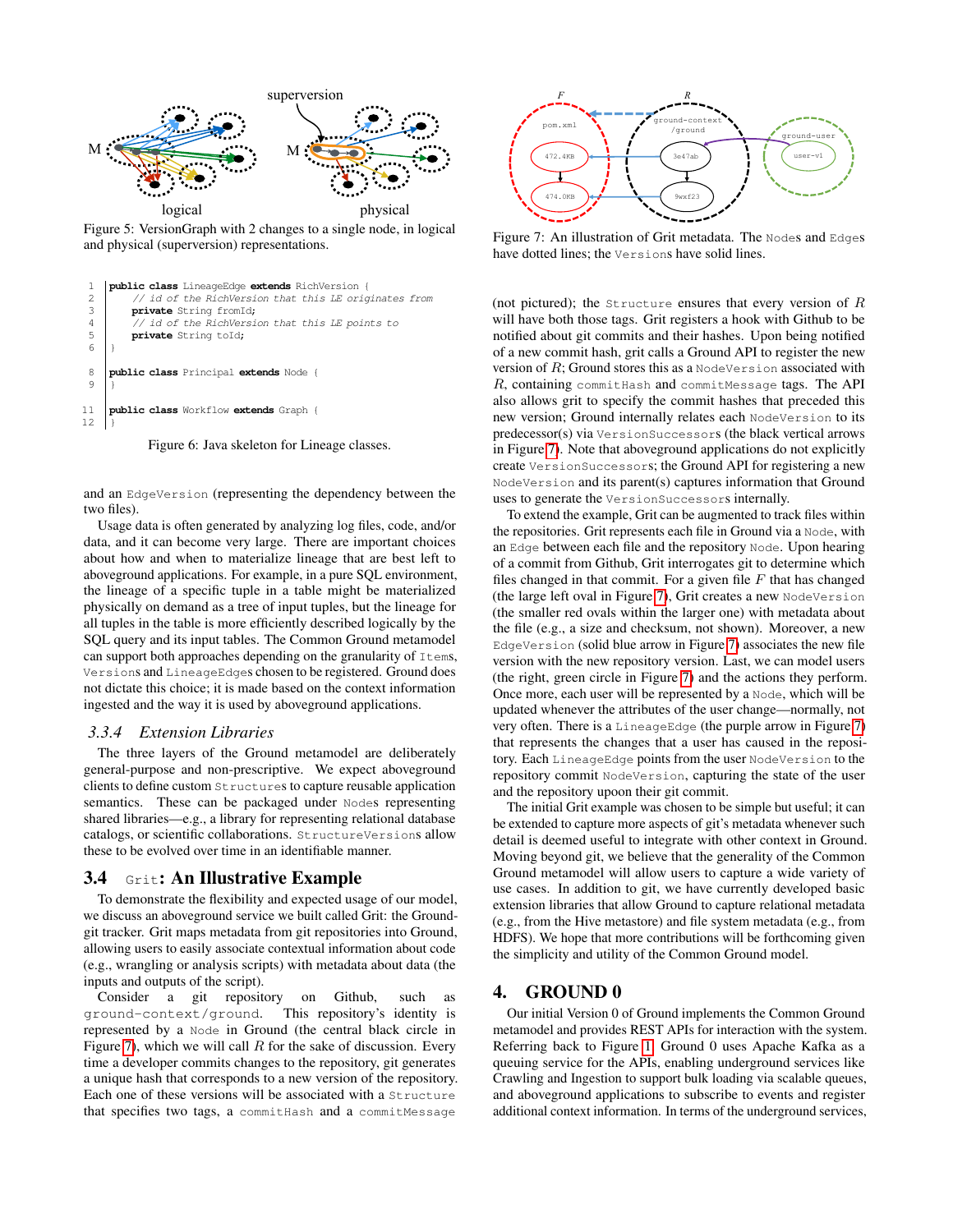Figure 5: VersionGraph with 2 changes to a single node, in logical and physical (superversion) representations.

```java
public class LineageEdge extends RichVersion {
    // id of the RichVersion that this LE originates from
    private String fromId;
    // id of the RichVersion that this LE points to
    private String toId;
}

public class Principal extends Node {
}

public class Workflow extends Graph {
}
```

Figure 6: Java skeleton for Lineage classes.

and an `EdgeVersion` (representing the dependency between the two files).

Usage data is often generated by analyzing log files, code, and/or data, and it can become very large. There are important choices about how and when to materialize lineage that are best left to aboveground applications. For example, in a pure SQL environment, the lineage of a specific tuple in a table might be materialized physically on demand as a tree of input tuples, but the lineage for all tuples in the table is more efficiently described logically by the SQL query and its input tables. The Common Ground metamodel can support both approaches depending on the granularity of `Item`s, `Version`s and `LineageEdge`s chosen to be registered. Ground does not dictate this choice; it is made based on the context information ingested and the way it is used by aboveground applications.

### 3.3.4 *Extension Libraries*

The three layers of the Ground metamodel are deliberately general-purpose and non-prescriptive. We expect aboveground clients to define custom `Structure`s to capture reusable application semantics. These can be packaged under `Node`s representing shared libraries—e.g., a library for representing relational database catalogs, or scientific collaborations. `StructureVersion`s allow these to be evolved over time in an identifiable manner.

## 3.4 `Grit`: An Illustrative Example

To demonstrate the flexibility and expected usage of our model, we discuss an aboveground service we built called Grit: the Ground-git tracker. Grit maps metadata from git repositories into Ground, allowing users to easily associate contextual information about code (e.g., wrangling or analysis scripts) with metadata about data (the inputs and outputs of the script).

Consider a git repository on Github, such as `ground-context/ground`. This repository's identity is represented by a `Node` in Ground (the central black circle in Figure 7), which we will call $R$ for the sake of discussion. Every time a developer commits changes to the repository, git generates a unique hash that corresponds to a new version of the repository. Each one of these versions will be associated with a `Structure` that specifies two tags, a `commitHash` and a `commitMessage`

Figure 7: An illustration of Grit metadata. The `Node`s and `Edge`s have dotted lines; the `Version`s have solid lines.

(not pictured); the `Structure` ensures that every version of $R$ will have both those tags. Grit registers a hook with Github to be notified about git commits and their hashes. Upon being notified of a new commit hash, grit calls a Ground API to register the new version of $R$; Ground stores this as a `NodeVersion` associated with $R$, containing `commitHash` and `commitMessage` tags. The API also allows grit to specify the commit hashes that preceded this new version; Ground internally relates each `NodeVersion` to its predecessor(s) via `VersionSuccessor`s (the black vertical arrows in Figure 7). Note that aboveground applications do not explicitly create `VersionSuccessor`s; the Ground API for registering a new `NodeVersion` and its parent(s) captures information that Ground uses to generate the `VersionSuccessor`s internally.

To extend the example, Grit can be augmented to track files within the repositories. Grit represents each file in Ground via a `Node`, with an `Edge` between each file and the repository `Node`. Upon hearing of a commit from Github, Grit interrogates git to determine which files changed in that commit. For a given file $F$ that has changed (the large left oval in Figure 7), Grit creates a new `NodeVersion` (the smaller red ovals within the larger one) with metadata about the file (e.g., a size and checksum, not shown). Moreover, a new `EdgeVersion` (solid blue arrow in Figure 7) associates the new file version with the new repository version. Last, we can model users (the right, green circle in Figure 7) and the actions they perform. Once more, each user will be represented by a `Node`, which will be updated whenever the attributes of the user change—normally, not very often. There is a `LineageEdge` (the purple arrow in Figure 7) that represents the changes that a user has caused in the repository. Each `LineageEdge` points from the user `NodeVersion` to the repository commit `NodeVersion`, capturing the state of the user and the repository upoon their git commit.

The initial Grit example was chosen to be simple but useful; it can be extended to capture more aspects of git's metadata whenever such detail is deemed useful to integrate with other context in Ground. Moving beyond git, we believe that the generality of the Common Ground metamodel will allow users to capture a wide variety of use cases. In addition to git, we have currently developed basic extension libraries that allow Ground to capture relational metadata (e.g., from the Hive metastore) and file system metadata (e.g., from HDFS). We hope that more contributions will be forthcoming given the simplicity and utility of the Common Ground model.

# 4. GROUND 0

Our initial Version 0 of Ground implements the Common Ground metamodel and provides REST APIs for interaction with the system. Referring back to Figure 1, Ground 0 uses Apache Kafka as a queuing service for the APIs, enabling underground services like Crawling and Ingestion to support bulk loading via scalable queues, and aboveground applications to subscribe to events and register additional context information. In terms of the underground services,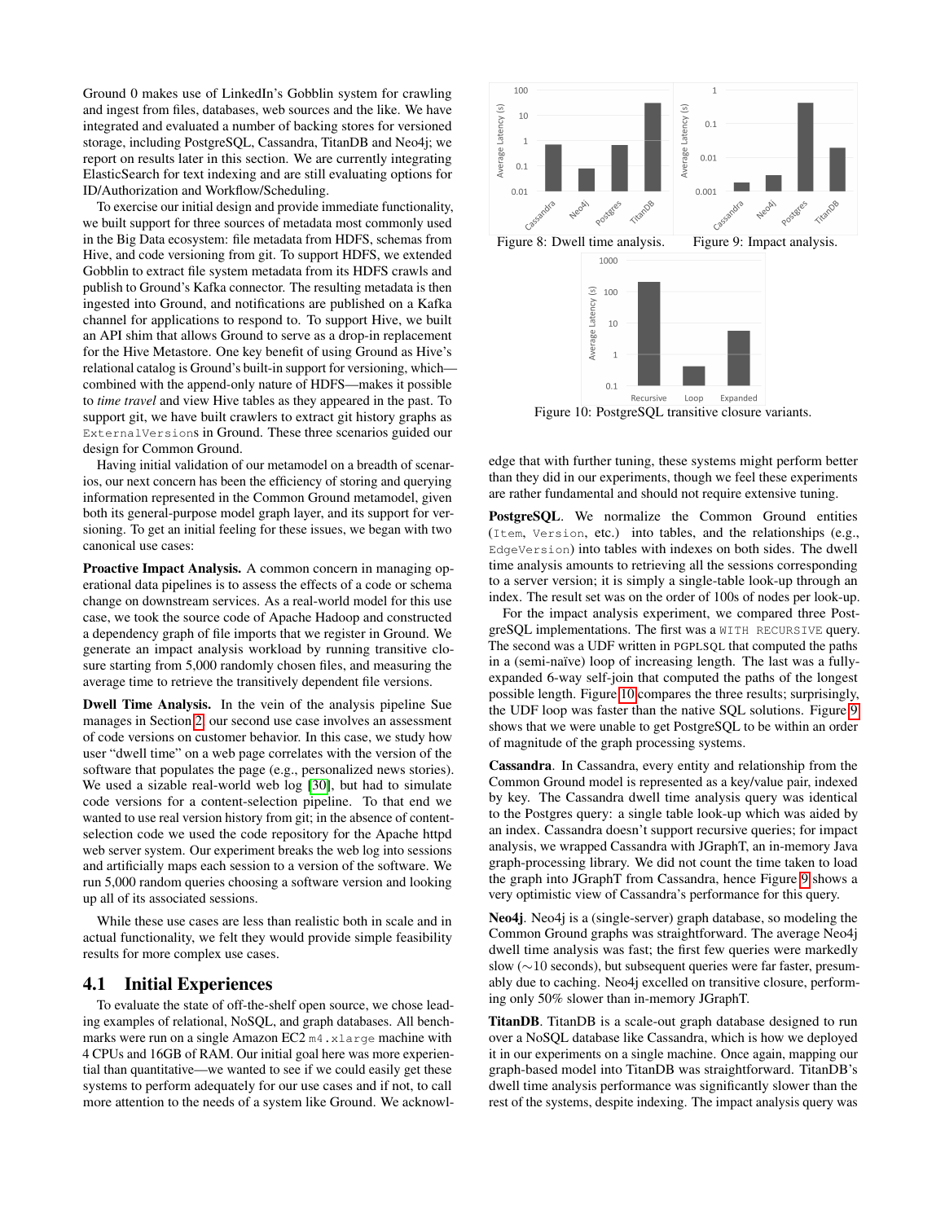Ground 0 makes use of LinkedIn's Gobblin system for crawling and ingest from files, databases, web sources and the like. We have integrated and evaluated a number of backing stores for versioned storage, including PostgreSQL, Cassandra, TitanDB and Neo4j; we report on results later in this section. We are currently integrating ElasticSearch for text indexing and are still evaluating options for ID/Authorization and Workflow/Scheduling.

To exercise our initial design and provide immediate functionality, we built support for three sources of metadata most commonly used in the Big Data ecosystem: file metadata from HDFS, schemas from Hive, and code versioning from git. To support HDFS, we extended Gobblin to extract file system metadata from its HDFS crawls and publish to Ground's Kafka connector. The resulting metadata is then ingested into Ground, and notifications are published on a Kafka channel for applications to respond to. To support Hive, we built an API shim that allows Ground to serve as a drop-in replacement for the Hive Metastore. One key benefit of using Ground as Hive's relational catalog is Ground's built-in support for versioning, which—combined with the append-only nature of HDFS—makes it possible to *time travel* and view Hive tables as they appeared in the past. To support git, we have built crawlers to extract git history graphs as `ExternalVersion`s in Ground. These three scenarios guided our design for Common Ground.

Having initial validation of our metamodel on a breadth of scenarios, our next concern has been the efficiency of storing and querying information represented in the Common Ground metamodel, given both its general-purpose model graph layer, and its support for versioning. To get an initial feeling for these issues, we began with two canonical use cases:

**Proactive Impact Analysis.** A common concern in managing operational data pipelines is to assess the effects of a code or schema change on downstream services. As a real-world model for this use case, we took the source code of Apache Hadoop and constructed a dependency graph of file imports that we register in Ground. We generate an impact analysis workload by running transitive closure starting from 5,000 randomly chosen files, and measuring the average time to retrieve the transitively dependent file versions.

**Dwell Time Analysis.** In the vein of the analysis pipeline Sue manages in Section 2, our second use case involves an assessment of code versions on customer behavior. In this case, we study how user "dwell time" on a web page correlates with the version of the software that populates the page (e.g., personalized news stories). We used a sizable real-world web log [30], but had to simulate code versions for a content-selection pipeline. To that end we wanted to use real version history from git; in the absence of content-selection code we used the code repository for the Apache httpd web server system. Our experiment breaks the web log into sessions and artificially maps each session to a version of the software. We run 5,000 random queries choosing a software version and looking up all of its associated sessions.

While these use cases are less than realistic both in scale and in actual functionality, we felt they would provide simple feasibility results for more complex use cases.

## 4.1 Initial Experiences

To evaluate the state of off-the-shelf open source, we chose leading examples of relational, NoSQL, and graph databases. All benchmarks were run on a single Amazon EC2 `m4.xlarge` machine with 4 CPUs and 16GB of RAM. Our initial goal here was more experiential than quantitative—we wanted to see if we could easily get these systems to perform adequately for our use cases and if not, to call more attention to the needs of a system like Ground. We acknowledge that with further tuning, these systems might perform better than they did in our experiments, though we feel these experiments are rather fundamental and should not require extensive tuning.

Figure 8: Dwell time analysis.

Figure 9: Impact analysis.

Figure 10: PostgreSQL transitive closure variants.

**PostgreSQL**. We normalize the Common Ground entities (`Item`, `Version`, etc.) into tables, and the relationships (e.g., `EdgeVersion`) into tables with indexes on both sides. The dwell time analysis amounts to retrieving all the sessions corresponding to a server version; it is simply a single-table look-up through an index. The result set was on the order of 100s of nodes per look-up.

For the impact analysis experiment, we compared three PostgreSQL implementations. The first was a `WITH RECURSIVE` query. The second was a UDF written in PGPLSQL that computed the paths in a (semi-naïve) loop of increasing length. The last was a fully-expanded 6-way self-join that computed the paths of the longest possible length. Figure 10 compares the three results; surprisingly, the UDF loop was faster than the native SQL solutions. Figure 9 shows that we were unable to get PostgreSQL to be within an order of magnitude of the graph processing systems.

**Cassandra**. In Cassandra, every entity and relationship from the Common Ground model is represented as a key/value pair, indexed by key. The Cassandra dwell time analysis query was identical to the Postgres query: a single table look-up which was aided by an index. Cassandra doesn't support recursive queries; for impact analysis, we wrapped Cassandra with JGraphT, an in-memory Java graph-processing library. We did not count the time taken to load the graph into JGraphT from Cassandra, hence Figure 9 shows a very optimistic view of Cassandra's performance for this query.

**Neo4j**. Neo4j is a (single-server) graph database, so modeling the Common Ground graphs was straightforward. The average Neo4j dwell time analysis was fast; the first few queries were markedly slow (∼10 seconds), but subsequent queries were far faster, presumably due to caching. Neo4j excelled on transitive closure, performing only 50% slower than in-memory JGraphT.

**TitanDB**. TitanDB is a scale-out graph database designed to run over a NoSQL database like Cassandra, which is how we deployed it in our experiments on a single machine. Once again, mapping our graph-based model into TitanDB was straightforward. TitanDB's dwell time analysis performance was significantly slower than the rest of the systems, despite indexing. The impact analysis query was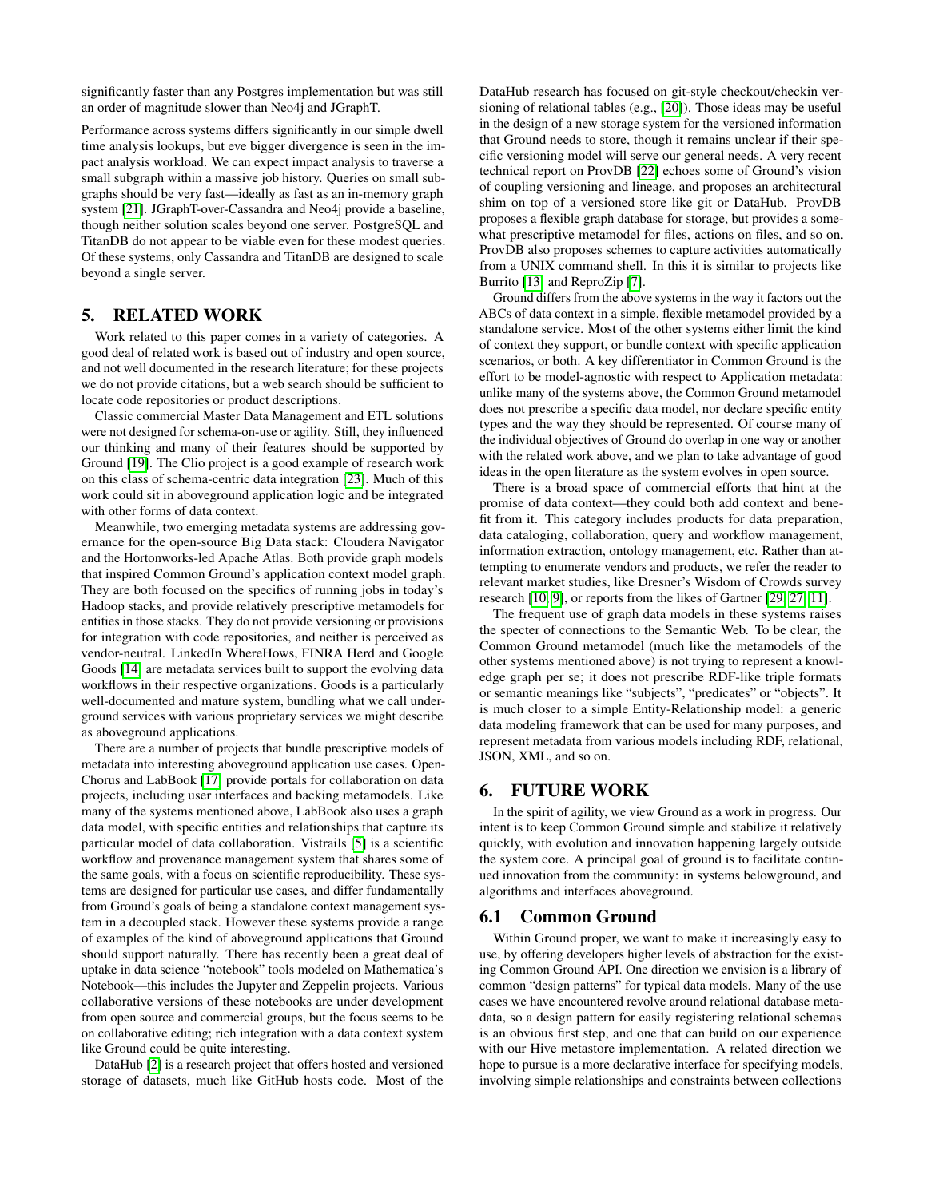significantly faster than any Postgres implementation but was still an order of magnitude slower than Neo4j and JGraphT.

Performance across systems differs significantly in our simple dwell time analysis lookups, but eve bigger divergence is seen in the impact analysis workload. We can expect impact analysis to traverse a small subgraph within a massive job history. Queries on small subgraphs should be very fast—ideally as fast as an in-memory graph system [21]. JGraphT-over-Cassandra and Neo4j provide a baseline, though neither solution scales beyond one server. PostgreSQL and TitanDB do not appear to be viable even for these modest queries. Of these systems, only Cassandra and TitanDB are designed to scale beyond a single server.

## 5. RELATED WORK

Work related to this paper comes in a variety of categories. A good deal of related work is based out of industry and open source, and not well documented in the research literature; for these projects we do not provide citations, but a web search should be sufficient to locate code repositories or product descriptions.

Classic commercial Master Data Management and ETL solutions were not designed for schema-on-use or agility. Still, they influenced our thinking and many of their features should be supported by Ground [19]. The Clio project is a good example of research work on this class of schema-centric data integration [23]. Much of this work could sit in aboveground application logic and be integrated with other forms of data context.

Meanwhile, two emerging metadata systems are addressing governance for the open-source Big Data stack: Cloudera Navigator and the Hortonworks-led Apache Atlas. Both provide graph models that inspired Common Ground's application context model graph. They are both focused on the specifics of running jobs in today's Hadoop stacks, and provide relatively prescriptive metamodels for entities in those stacks. They do not provide versioning or provisions for integration with code repositories, and neither is perceived as vendor-neutral. LinkedIn WhereHows, FINRA Herd and Google Goods [14] are metadata services built to support the evolving data workflows in their respective organizations. Goods is a particularly well-documented and mature system, bundling what we call underground services with various proprietary services we might describe as aboveground applications.

There are a number of projects that bundle prescriptive models of metadata into interesting aboveground application use cases. OpenChorus and LabBook [17] provide portals for collaboration on data projects, including user interfaces and backing metamodels. Like many of the systems mentioned above, LabBook also uses a graph data model, with specific entities and relationships that capture its particular model of data collaboration. Vistrails [5] is a scientific workflow and provenance management system that shares some of the same goals, with a focus on scientific reproducibility. These systems are designed for particular use cases, and differ fundamentally from Ground's goals of being a standalone context management system in a decoupled stack. However these systems provide a range of examples of the kind of aboveground applications that Ground should support naturally. There has recently been a great deal of uptake in data science "notebook" tools modeled on Mathematica's Notebook—this includes the Jupyter and Zeppelin projects. Various collaborative versions of these notebooks are under development from open source and commercial groups, but the focus seems to be on collaborative editing; rich integration with a data context system like Ground could be quite interesting.

DataHub [2] is a research project that offers hosted and versioned storage of datasets, much like GitHub hosts code. Most of the DataHub research has focused on git-style checkout/checkin versioning of relational tables (e.g., [20]). Those ideas may be useful in the design of a new storage system for the versioned information that Ground needs to store, though it remains unclear if their specific versioning model will serve our general needs. A very recent technical report on ProvDB [22] echoes some of Ground's vision of coupling versioning and lineage, and proposes an architectural shim on top of a versioned store like git or DataHub. ProvDB proposes a flexible graph database for storage, but provides a somewhat prescriptive metamodel for files, actions on files, and so on. ProvDB also proposes schemes to capture activities automatically from a UNIX command shell. In this it is similar to projects like Burrito [13] and ReproZip [7].

Ground differs from the above systems in the way it factors out the ABCs of data context in a simple, flexible metamodel provided by a standalone service. Most of the other systems either limit the kind of context they support, or bundle context with specific application scenarios, or both. A key differentiator in Common Ground is the effort to be model-agnostic with respect to Application metadata: unlike many of the systems above, the Common Ground metamodel does not prescribe a specific data model, nor declare specific entity types and the way they should be represented. Of course many of the individual objectives of Ground do overlap in one way or another with the related work above, and we plan to take advantage of good ideas in the open literature as the system evolves in open source.

There is a broad space of commercial efforts that hint at the promise of data context—they could both add context and benefit from it. This category includes products for data preparation, data cataloging, collaboration, query and workflow management, information extraction, ontology management, etc. Rather than attempting to enumerate vendors and products, we refer the reader to relevant market studies, like Dresner's Wisdom of Crowds survey research [10, 9], or reports from the likes of Gartner [29, 27, 11].

The frequent use of graph data models in these systems raises the specter of connections to the Semantic Web. To be clear, the Common Ground metamodel (much like the metamodels of the other systems mentioned above) is not trying to represent a knowledge graph per se; it does not prescribe RDF-like triple formats or semantic meanings like "subjects", "predicates" or "objects". It is much closer to a simple Entity-Relationship model: a generic data modeling framework that can be used for many purposes, and represent metadata from various models including RDF, relational, JSON, XML, and so on.

## 6. FUTURE WORK

In the spirit of agility, we view Ground as a work in progress. Our intent is to keep Common Ground simple and stabilize it relatively quickly, with evolution and innovation happening largely outside the system core. A principal goal of ground is to facilitate continued innovation from the community: in systems belowground, and algorithms and interfaces aboveground.

### 6.1 Common Ground

Within Ground proper, we want to make it increasingly easy to use, by offering developers higher levels of abstraction for the existing Common Ground API. One direction we envision is a library of common "design patterns" for typical data models. Many of the use cases we have encountered revolve around relational database metadata, so a design pattern for easily registering relational schemas is an obvious first step, and one that can build on our experience with our Hive metastore implementation. A related direction we hope to pursue is a more declarative interface for specifying models, involving simple relationships and constraints between collections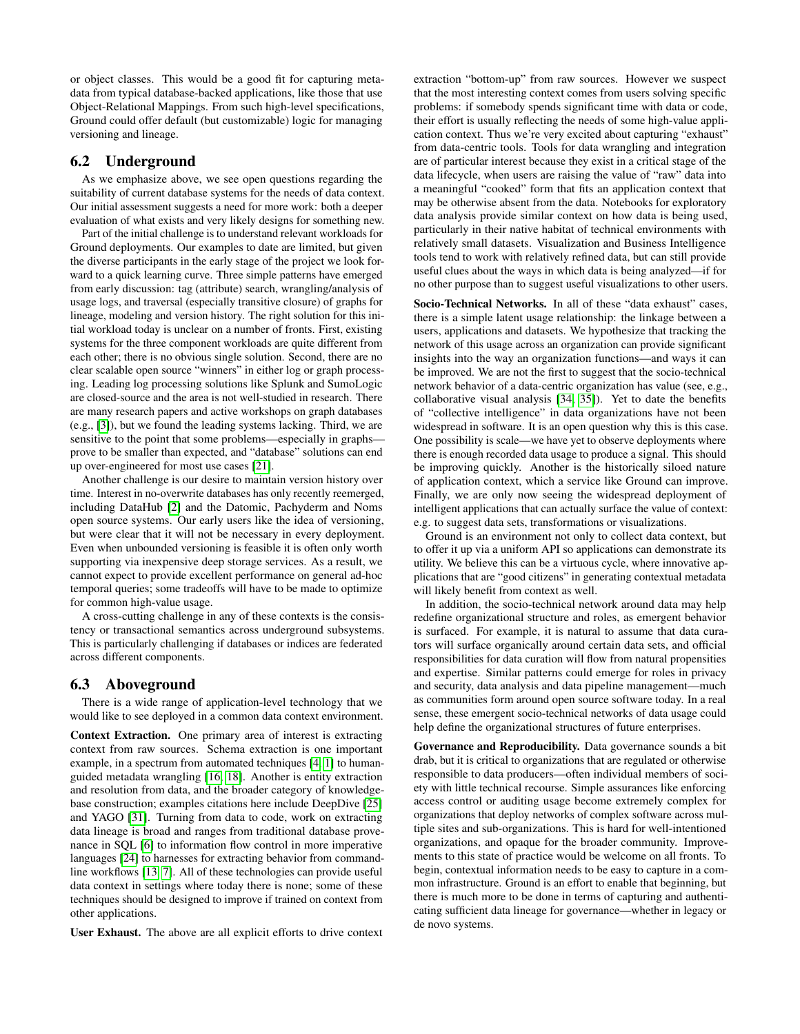or object classes. This would be a good fit for capturing metadata from typical database-backed applications, like those that use Object-Relational Mappings. From such high-level specifications, Ground could offer default (but customizable) logic for managing versioning and lineage.

## 6.2 Underground

As we emphasize above, we see open questions regarding the suitability of current database systems for the needs of data context. Our initial assessment suggests a need for more work: both a deeper evaluation of what exists and very likely designs for something new.

Part of the initial challenge is to understand relevant workloads for Ground deployments. Our examples to date are limited, but given the diverse participants in the early stage of the project we look forward to a quick learning curve. Three simple patterns have emerged from early discussion: tag (attribute) search, wrangling/analysis of usage logs, and traversal (especially transitive closure) of graphs for lineage, modeling and version history. The right solution for this initial workload today is unclear on a number of fronts. First, existing systems for the three component workloads are quite different from each other; there is no obvious single solution. Second, there are no clear scalable open source "winners" in either log or graph processing. Leading log processing solutions like Splunk and SumoLogic are closed-source and the area is not well-studied in research. There are many research papers and active workshops on graph databases (e.g., [3]), but we found the leading systems lacking. Third, we are sensitive to the point that some problems—especially in graphs—prove to be smaller than expected, and "database" solutions can end up over-engineered for most use cases [21].

Another challenge is our desire to maintain version history over time. Interest in no-overwrite databases has only recently reemerged, including DataHub [2] and the Datomic, Pachyderm and Noms open source systems. Our early users like the idea of versioning, but were clear that it will not be necessary in every deployment. Even when unbounded versioning is feasible it is often only worth supporting via inexpensive deep storage services. As a result, we cannot expect to provide excellent performance on general ad-hoc temporal queries; some tradeoffs will have to be made to optimize for common high-value usage.

A cross-cutting challenge in any of these contexts is the consistency or transactional semantics across underground subsystems. This is particularly challenging if databases or indices are federated across different components.

## 6.3 Aboveground

There is a wide range of application-level technology that we would like to see deployed in a common data context environment.

**Context Extraction.** One primary area of interest is extracting context from raw sources. Schema extraction is one important example, in a spectrum from automated techniques [4, 1] to human-guided metadata wrangling [16, 18]. Another is entity extraction and resolution from data, and the broader category of knowledge-base construction; examples citations here include DeepDive [25] and YAGO [31]. Turning from data to code, work on extracting data lineage is broad and ranges from traditional database provenance in SQL [6] to information flow control in more imperative languages [24] to harnesses for extracting behavior from commandline workflows [13, 7]. All of these technologies can provide useful data context in settings where today there is none; some of these techniques should be designed to improve if trained on context from other applications.

**User Exhaust.** The above are all explicit efforts to drive context extraction "bottom-up" from raw sources. However we suspect that the most interesting context comes from users solving specific problems: if somebody spends significant time with data or code, their effort is usually reflecting the needs of some high-value application context. Thus we're very excited about capturing "exhaust" from data-centric tools. Tools for data wrangling and integration are of particular interest because they exist in a critical stage of the data lifecycle, when users are raising the value of "raw" data into a meaningful "cooked" form that fits an application context that may be otherwise absent from the data. Notebooks for exploratory data analysis provide similar context on how data is being used, particularly in their native habitat of technical environments with relatively small datasets. Visualization and Business Intelligence tools tend to work with relatively refined data, but can still provide useful clues about the ways in which data is being analyzed—if for no other purpose than to suggest useful visualizations to other users.

**Socio-Technical Networks.** In all of these "data exhaust" cases, there is a simple latent usage relationship: the linkage between a users, applications and datasets. We hypothesize that tracking the network of this usage across an organization can provide significant insights into the way an organization functions—and ways it can be improved. We are not the first to suggest that the socio-technical network behavior of a data-centric organization has value (see, e.g., collaborative visual analysis [34, 35]). Yet to date the benefits of "collective intelligence" in data organizations have not been widespread in software. It is an open question why this is this case. One possibility is scale—we have yet to observe deployments where there is enough recorded data usage to produce a signal. This should be improving quickly. Another is the historically siloed nature of application context, which a service like Ground can improve. Finally, we are only now seeing the widespread deployment of intelligent applications that can actually surface the value of context: e.g. to suggest data sets, transformations or visualizations.

Ground is an environment not only to collect data context, but to offer it up via a uniform API so applications can demonstrate its utility. We believe this can be a virtuous cycle, where innovative applications that are "good citizens" in generating contextual metadata will likely benefit from context as well.

In addition, the socio-technical network around data may help redefine organizational structure and roles, as emergent behavior is surfaced. For example, it is natural to assume that data curators will surface organically around certain data sets, and official responsibilities for data curation will flow from natural propensities and expertise. Similar patterns could emerge for roles in privacy and security, data analysis and data pipeline management—much as communities form around open source software today. In a real sense, these emergent socio-technical networks of data usage could help define the organizational structures of future enterprises.

**Governance and Reproducibility.** Data governance sounds a bit drab, but it is critical to organizations that are regulated or otherwise responsible to data producers—often individual members of society with little technical recourse. Simple assurances like enforcing access control or auditing usage become extremely complex for organizations that deploy networks of complex software across multiple sites and sub-organizations. This is hard for well-intentioned organizations, and opaque for the broader community. Improvements to this state of practice would be welcome on all fronts. To begin, contextual information needs to be easy to capture in a common infrastructure. Ground is an effort to enable that beginning, but there is much more to be done in terms of capturing and authenticating sufficient data lineage for governance—whether in legacy or de novo systems.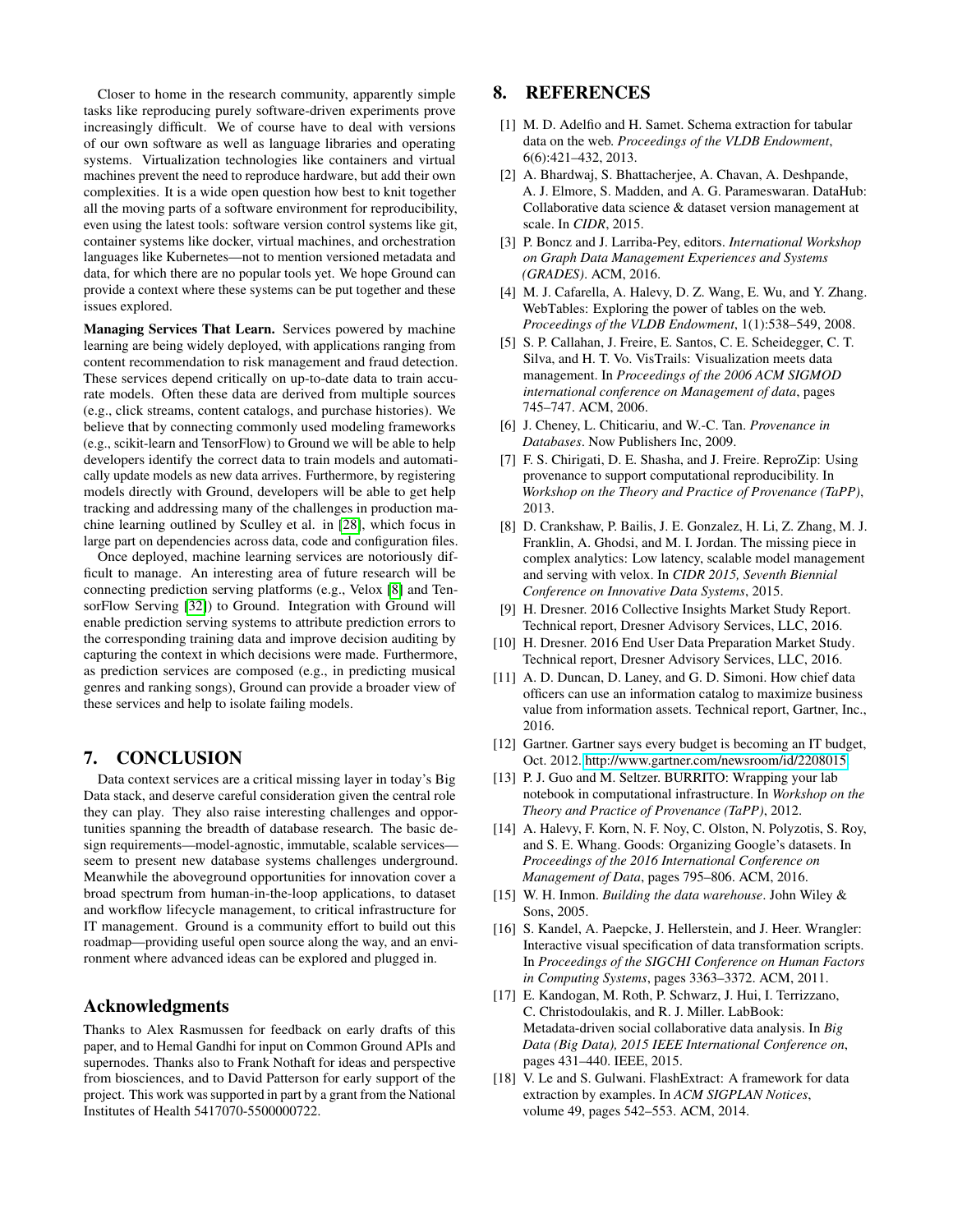Closer to home in the research community, apparently simple tasks like reproducing purely software-driven experiments prove increasingly difficult. We of course have to deal with versions of our own software as well as language libraries and operating systems. Virtualization technologies like containers and virtual machines prevent the need to reproduce hardware, but add their own complexities. It is a wide open question how best to knit together all the moving parts of a software environment for reproducibility, even using the latest tools: software version control systems like git, container systems like docker, virtual machines, and orchestration languages like Kubernetes—not to mention versioned metadata and data, for which there are no popular tools yet. We hope Ground can provide a context where these systems can be put together and these issues explored.

**Managing Services That Learn.** Services powered by machine learning are being widely deployed, with applications ranging from content recommendation to risk management and fraud detection. These services depend critically on up-to-date data to train accurate models. Often these data are derived from multiple sources (e.g., click streams, content catalogs, and purchase histories). We believe that by connecting commonly used modeling frameworks (e.g., scikit-learn and TensorFlow) to Ground we will be able to help developers identify the correct data to train models and automatically update models as new data arrives. Furthermore, by registering models directly with Ground, developers will be able to get help tracking and addressing many of the challenges in production machine learning outlined by Sculley et al. in [28], which focus in large part on dependencies across data, code and configuration files.

Once deployed, machine learning services are notoriously difficult to manage. An interesting area of future research will be connecting prediction serving platforms (e.g., Velox [8] and TensorFlow Serving [32]) to Ground. Integration with Ground will enable prediction serving systems to attribute prediction errors to the corresponding training data and improve decision auditing by capturing the context in which decisions were made. Furthermore, as prediction services are composed (e.g., in predicting musical genres and ranking songs), Ground can provide a broader view of these services and help to isolate failing models.

## 7. CONCLUSION

Data context services are a critical missing layer in today's Big Data stack, and deserve careful consideration given the central role they can play. They also raise interesting challenges and opportunities spanning the breadth of database research. The basic design requirements—model-agnostic, immutable, scalable services—seem to present new database systems challenges underground. Meanwhile the aboveground opportunities for innovation cover a broad spectrum from human-in-the-loop applications, to dataset and workflow lifecycle management, to critical infrastructure for IT management. Ground is a community effort to build out this roadmap—providing useful open source along the way, and an environment where advanced ideas can be explored and plugged in.

## Acknowledgments

Thanks to Alex Rasmussen for feedback on early drafts of this paper, and to Hemal Gandhi for input on Common Ground APIs and supernodes. Thanks also to Frank Nothaft for ideas and perspective from biosciences, and to David Patterson for early support of the project. This work was supported in part by a grant from the National Institutes of Health 5417070-5500000722.

## 8. REFERENCES

[1] M. D. Adelfio and H. Samet. Schema extraction for tabular data on the web. *Proceedings of the VLDB Endowment*, 6(6):421–432, 2013.

[2] A. Bhardwaj, S. Bhattacherjee, A. Chavan, A. Deshpande, A. J. Elmore, S. Madden, and A. G. Parameswaran. DataHub: Collaborative data science & dataset version management at scale. In *CIDR*, 2015.

[3] P. Boncz and J. Larriba-Pey, editors. *International Workshop on Graph Data Management Experiences and Systems (GRADES)*. ACM, 2016.

[4] M. J. Cafarella, A. Halevy, D. Z. Wang, E. Wu, and Y. Zhang. WebTables: Exploring the power of tables on the web. *Proceedings of the VLDB Endowment*, 1(1):538–549, 2008.

[5] S. P. Callahan, J. Freire, E. Santos, C. E. Scheidegger, C. T. Silva, and H. T. Vo. VisTrails: Visualization meets data management. In *Proceedings of the 2006 ACM SIGMOD international conference on Management of data*, pages 745–747. ACM, 2006.

[6] J. Cheney, L. Chiticariu, and W.-C. Tan. *Provenance in Databases*. Now Publishers Inc, 2009.

[7] F. S. Chirigati, D. E. Shasha, and J. Freire. ReproZip: Using provenance to support computational reproducibility. In *Workshop on the Theory and Practice of Provenance (TaPP)*, 2013.

[8] D. Crankshaw, P. Bailis, J. E. Gonzalez, H. Li, Z. Zhang, M. J. Franklin, A. Ghodsi, and M. I. Jordan. The missing piece in complex analytics: Low latency, scalable model management and serving with velox. In *CIDR 2015, Seventh Biennial Conference on Innovative Data Systems*, 2015.

[9] H. Dresner. 2016 Collective Insights Market Study Report. Technical report, Dresner Advisory Services, LLC, 2016.

[10] H. Dresner. 2016 End User Data Preparation Market Study. Technical report, Dresner Advisory Services, LLC, 2016.

[11] A. D. Duncan, D. Laney, and G. D. Simoni. How chief data officers can use an information catalog to maximize business value from information assets. Technical report, Gartner, Inc., 2016.

[12] Gartner. Gartner says every budget is becoming an IT budget, Oct. 2012. http://www.gartner.com/newsroom/id/2208015.

[13] P. J. Guo and M. Seltzer. BURRITO: Wrapping your lab notebook in computational infrastructure. In *Workshop on the Theory and Practice of Provenance (TaPP)*, 2012.

[14] A. Halevy, F. Korn, N. F. Noy, C. Olston, N. Polyzotis, S. Roy, and S. E. Whang. Goods: Organizing Google's datasets. In *Proceedings of the 2016 International Conference on Management of Data*, pages 795–806. ACM, 2016.

[15] W. H. Inmon. *Building the data warehouse*. John Wiley & Sons, 2005.

[16] S. Kandel, A. Paepcke, J. Hellerstein, and J. Heer. Wrangler: Interactive visual specification of data transformation scripts. In *Proceedings of the SIGCHI Conference on Human Factors in Computing Systems*, pages 3363–3372. ACM, 2011.

[17] E. Kandogan, M. Roth, P. Schwarz, J. Hui, I. Terrizzano, C. Christodoulakis, and R. J. Miller. LabBook: Metadata-driven social collaborative data analysis. In *Big Data (Big Data), 2015 IEEE International Conference on*, pages 431–440. IEEE, 2015.

[18] V. Le and S. Gulwani. FlashExtract: A framework for data extraction by examples. In *ACM SIGPLAN Notices*, volume 49, pages 542–553. ACM, 2014.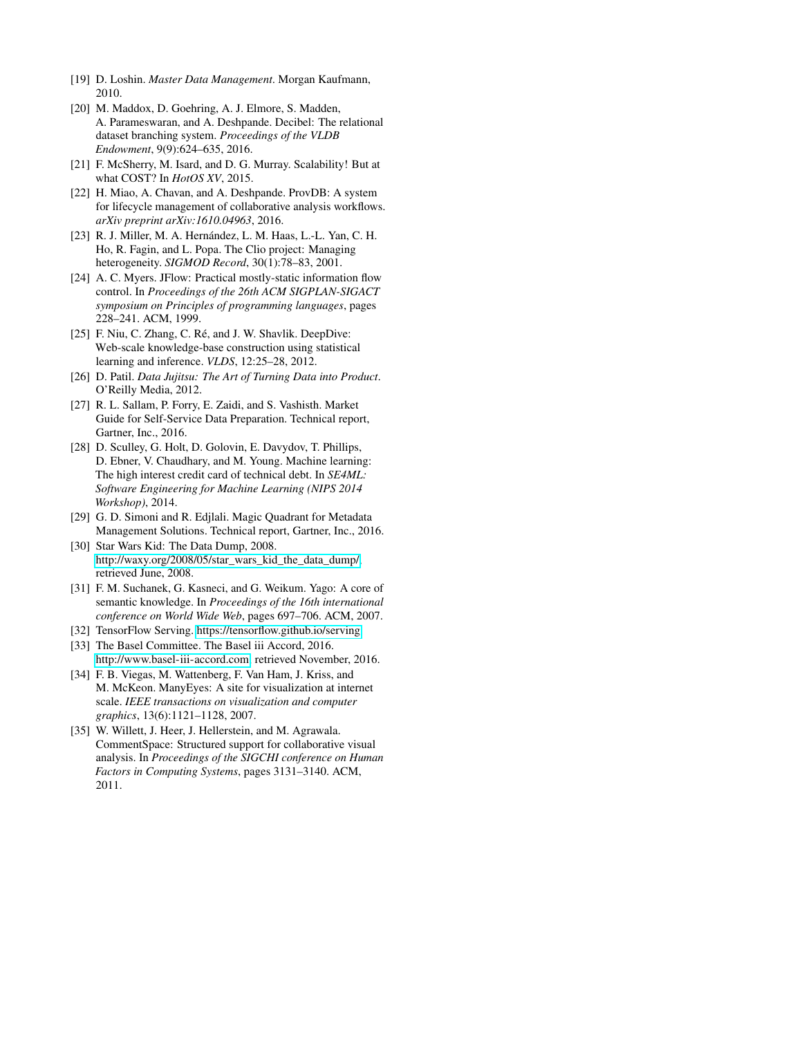[19] D. Loshin. *Master Data Management*. Morgan Kaufmann, 2010.

[20] M. Maddox, D. Goehring, A. J. Elmore, S. Madden, A. Parameswaran, and A. Deshpande. Decibel: The relational dataset branching system. *Proceedings of the VLDB Endowment*, 9(9):624–635, 2016.

[21] F. McSherry, M. Isard, and D. G. Murray. Scalability! But at what COST? In *HotOS XV*, 2015.

[22] H. Miao, A. Chavan, and A. Deshpande. ProvDB: A system for lifecycle management of collaborative analysis workflows. *arXiv preprint arXiv:1610.04963*, 2016.

[23] R. J. Miller, M. A. Hernández, L. M. Haas, L.-L. Yan, C. H. Ho, R. Fagin, and L. Popa. The Clio project: Managing heterogeneity. *SIGMOD Record*, 30(1):78–83, 2001.

[24] A. C. Myers. JFlow: Practical mostly-static information flow control. In *Proceedings of the 26th ACM SIGPLAN-SIGACT symposium on Principles of programming languages*, pages 228–241. ACM, 1999.

[25] F. Niu, C. Zhang, C. Ré, and J. W. Shavlik. DeepDive: Web-scale knowledge-base construction using statistical learning and inference. *VLDS*, 12:25–28, 2012.

[26] D. Patil. *Data Jujitsu: The Art of Turning Data into Product*. O'Reilly Media, 2012.

[27] R. L. Sallam, P. Forry, E. Zaidi, and S. Vashisth. Market Guide for Self-Service Data Preparation. Technical report, Gartner, Inc., 2016.

[28] D. Sculley, G. Holt, D. Golovin, E. Davydov, T. Phillips, D. Ebner, V. Chaudhary, and M. Young. Machine learning: The high interest credit card of technical debt. In *SE4ML: Software Engineering for Machine Learning (NIPS 2014 Workshop)*, 2014.

[29] G. D. Simoni and R. Edjlali. Magic Quadrant for Metadata Management Solutions. Technical report, Gartner, Inc., 2016.

[30] Star Wars Kid: The Data Dump, 2008. http://waxy.org/2008/05/star_wars_kid_the_data_dump/, retrieved June, 2008.

[31] F. M. Suchanek, G. Kasneci, and G. Weikum. Yago: A core of semantic knowledge. In *Proceedings of the 16th international conference on World Wide Web*, pages 697–706. ACM, 2007.

[32] TensorFlow Serving. https://tensorflow.github.io/serving.

[33] The Basel Committee. The Basel iii Accord, 2016. http://www.basel-iii-accord.com, retrieved November, 2016.

[34] F. B. Viegas, M. Wattenberg, F. Van Ham, J. Kriss, and M. McKeon. ManyEyes: A site for visualization at internet scale. *IEEE transactions on visualization and computer graphics*, 13(6):1121–1128, 2007.

[35] W. Willett, J. Heer, J. Hellerstein, and M. Agrawala. CommentSpace: Structured support for collaborative visual analysis. In *Proceedings of the SIGCHI conference on Human Factors in Computing Systems*, pages 3131–3140. ACM, 2011.